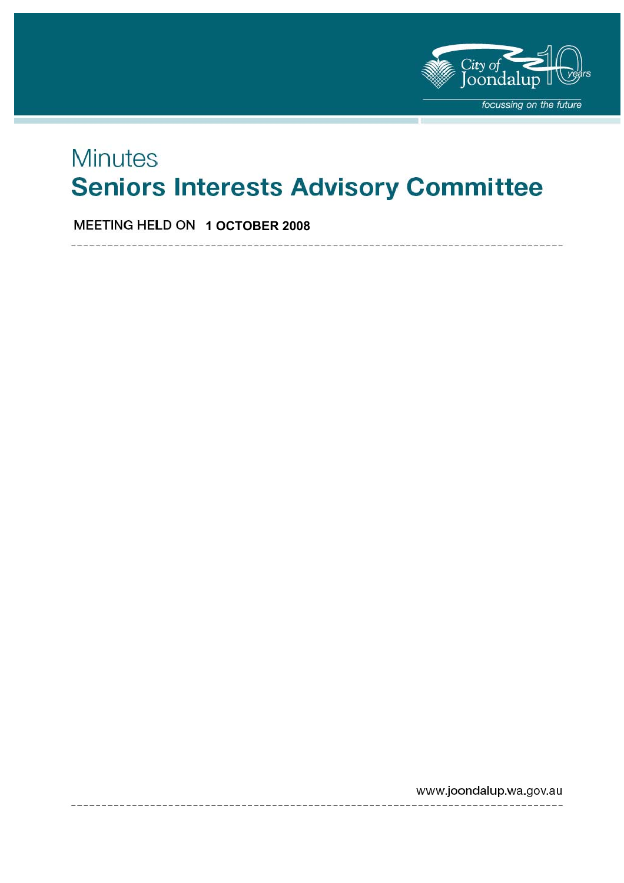City of Joondalup 10 years

focussing on the future

# Minutes

# Seniors Interests Advisory Committee

MEETING HELD ON **1 OCTOBER 2008**

www.joondalup.wa.gov.au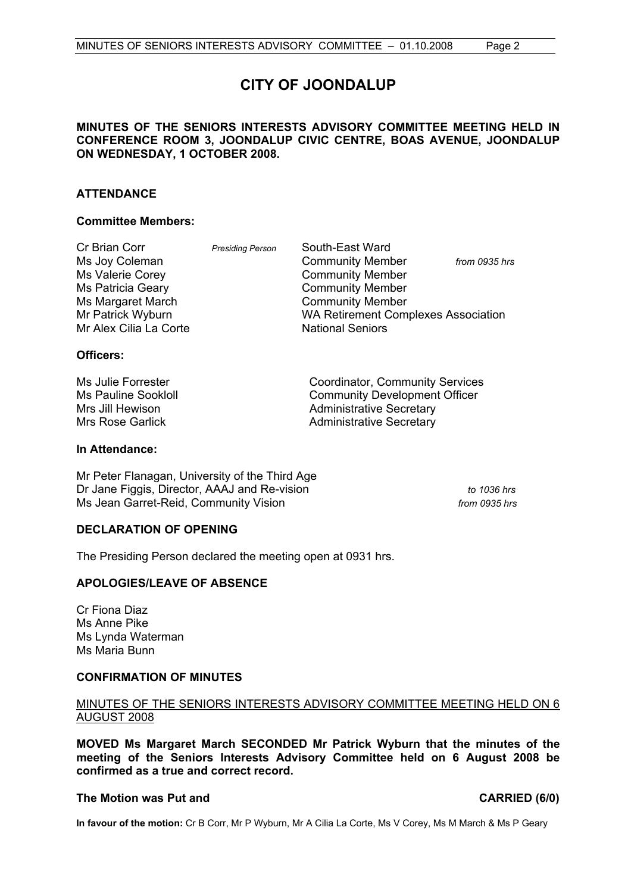# CITY OF JOONDALUP

**MINUTES OF THE SENIORS INTERESTS ADVISORY COMMITTEE MEETING HELD IN CONFERENCE ROOM 3, JOONDALUP CIVIC CENTRE, BOAS AVENUE, JOONDALUP ON WEDNESDAY, 1 OCTOBER 2008.**

## ATTENDANCE

### Committee Members:

| | | | |
|---|---|---|---|
| Cr Brian Corr | *Presiding Person* | South-East Ward | |
| Ms Joy Coleman | | Community Member | *from 0935 hrs* |
| Ms Valerie Corey | | Community Member | |
| Ms Patricia Geary | | Community Member | |
| Ms Margaret March | | Community Member | |
| Mr Patrick Wyburn | | WA Retirement Complexes Association | |
| Mr Alex Cilia La Corte | | National Seniors | |

### Officers:

| | |
|---|---|
| Ms Julie Forrester | Coordinator, Community Services |
| Ms Pauline Sookloll | Community Development Officer |
| Mrs Jill Hewison | Administrative Secretary |
| Mrs Rose Garlick | Administrative Secretary |

### In Attendance:

| | |
|---|---|
| Mr Peter Flanagan, University of the Third Age | |
| Dr Jane Figgis, Director, AAAJ and Re-vision | *to 1036 hrs* |
| Ms Jean Garret-Reid, Community Vision | *from 0935 hrs* |

## DECLARATION OF OPENING

The Presiding Person declared the meeting open at 0931 hrs.

## APOLOGIES/LEAVE OF ABSENCE

Cr Fiona Diaz
Ms Anne Pike
Ms Lynda Waterman
Ms Maria Bunn

## CONFIRMATION OF MINUTES

MINUTES OF THE SENIORS INTERESTS ADVISORY COMMITTEE MEETING HELD ON 6 AUGUST 2008

**MOVED Ms Margaret March SECONDED Mr Patrick Wyburn that the minutes of the meeting of the Seniors Interests Advisory Committee held on 6 August 2008 be confirmed as a true and correct record.**

**The Motion was Put and CARRIED (6/0)**

**In favour of the motion:** Cr B Corr, Mr P Wyburn, Mr A Cilia La Corte, Ms V Corey, Ms M March & Ms P Geary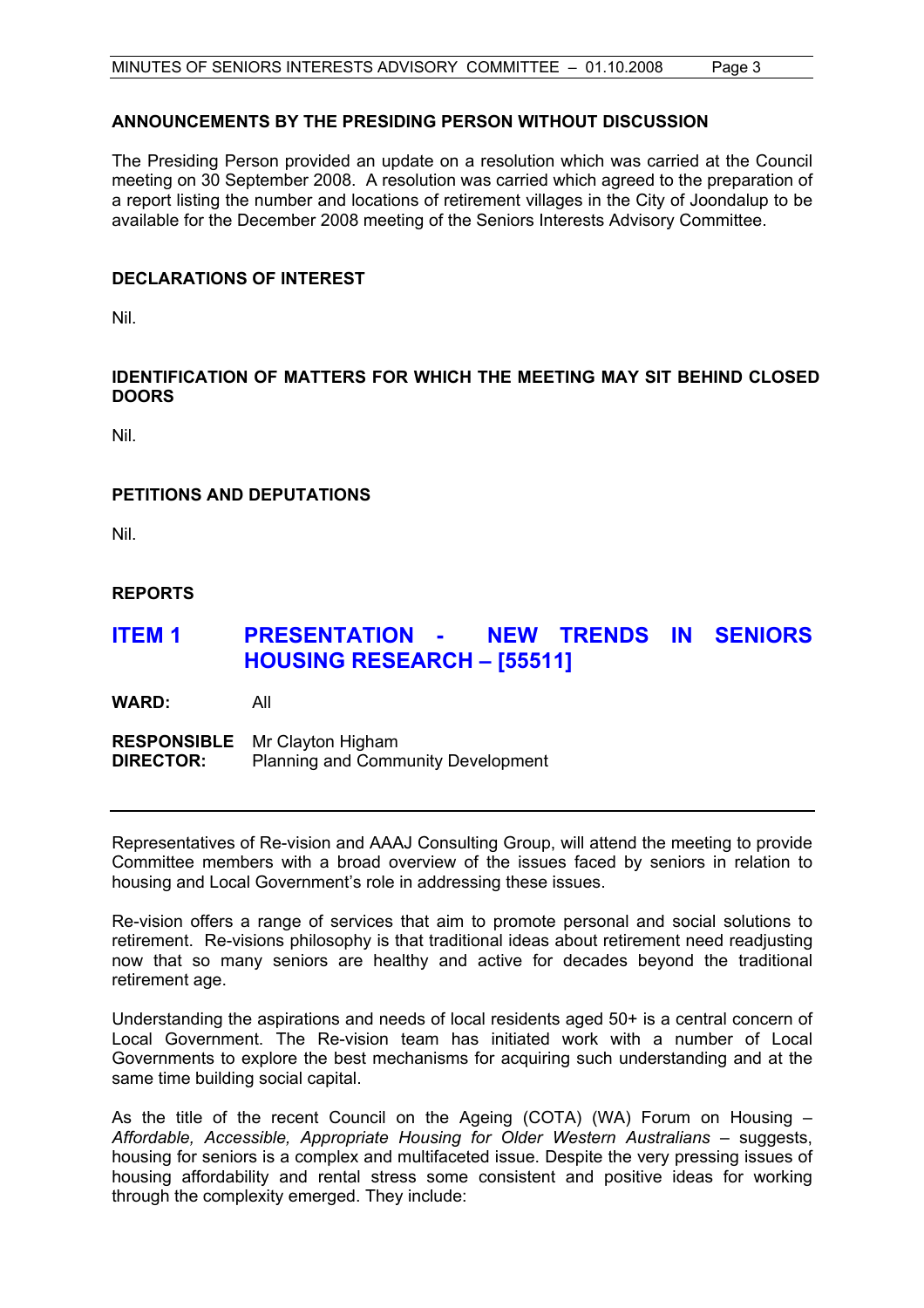**ANNOUNCEMENTS BY THE PRESIDING PERSON WITHOUT DISCUSSION**

The Presiding Person provided an update on a resolution which was carried at the Council meeting on 30 September 2008. A resolution was carried which agreed to the preparation of a report listing the number and locations of retirement villages in the City of Joondalup to be available for the December 2008 meeting of the Seniors Interests Advisory Committee.

**DECLARATIONS OF INTEREST**

Nil.

**IDENTIFICATION OF MATTERS FOR WHICH THE MEETING MAY SIT BEHIND CLOSED DOORS**

Nil.

**PETITIONS AND DEPUTATIONS**

Nil.

**REPORTS**

## ITEM 1 PRESENTATION - NEW TRENDS IN SENIORS HOUSING RESEARCH – [55511]

**WARD:** All

**RESPONSIBLE DIRECTOR:** Mr Clayton Higham
Planning and Community Development

---

Representatives of Re-vision and AAAJ Consulting Group, will attend the meeting to provide Committee members with a broad overview of the issues faced by seniors in relation to housing and Local Government's role in addressing these issues.

Re-vision offers a range of services that aim to promote personal and social solutions to retirement. Re-visions philosophy is that traditional ideas about retirement need readjusting now that so many seniors are healthy and active for decades beyond the traditional retirement age.

Understanding the aspirations and needs of local residents aged 50+ is a central concern of Local Government. The Re-vision team has initiated work with a number of Local Governments to explore the best mechanisms for acquiring such understanding and at the same time building social capital.

As the title of the recent Council on the Ageing (COTA) (WA) Forum on Housing – *Affordable, Accessible, Appropriate Housing for Older Western Australians* – suggests, housing for seniors is a complex and multifaceted issue. Despite the very pressing issues of housing affordability and rental stress some consistent and positive ideas for working through the complexity emerged. They include: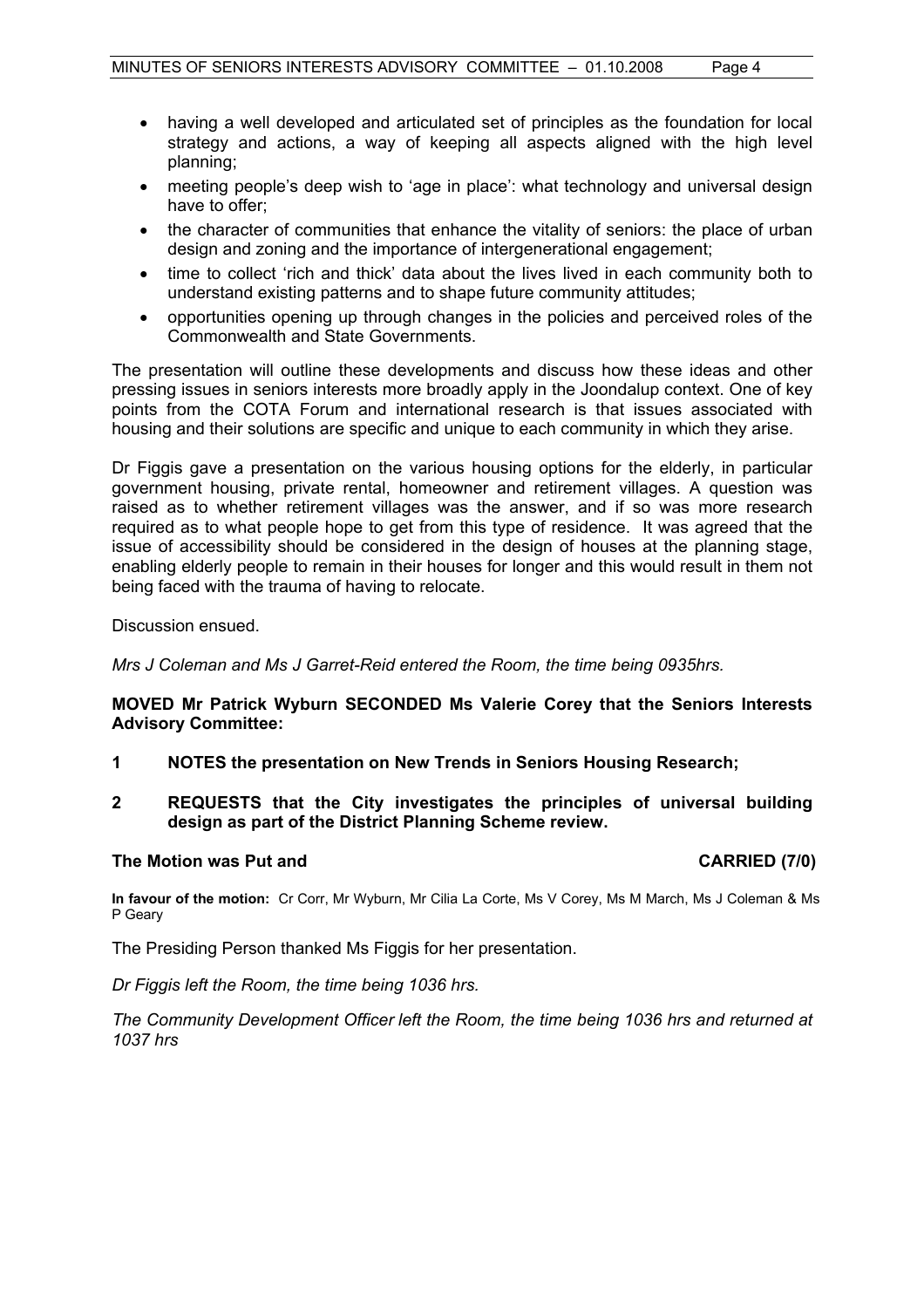- having a well developed and articulated set of principles as the foundation for local strategy and actions, a way of keeping all aspects aligned with the high level planning;
- meeting people's deep wish to 'age in place': what technology and universal design have to offer;
- the character of communities that enhance the vitality of seniors: the place of urban design and zoning and the importance of intergenerational engagement;
- time to collect 'rich and thick' data about the lives lived in each community both to understand existing patterns and to shape future community attitudes;
- opportunities opening up through changes in the policies and perceived roles of the Commonwealth and State Governments.

The presentation will outline these developments and discuss how these ideas and other pressing issues in seniors interests more broadly apply in the Joondalup context. One of key points from the COTA Forum and international research is that issues associated with housing and their solutions are specific and unique to each community in which they arise.

Dr Figgis gave a presentation on the various housing options for the elderly, in particular government housing, private rental, homeowner and retirement villages. A question was raised as to whether retirement villages was the answer, and if so was more research required as to what people hope to get from this type of residence. It was agreed that the issue of accessibility should be considered in the design of houses at the planning stage, enabling elderly people to remain in their houses for longer and this would result in them not being faced with the trauma of having to relocate.

Discussion ensued.

*Mrs J Coleman and Ms J Garret-Reid entered the Room, the time being 0935hrs.*

**MOVED Mr Patrick Wyburn SECONDED Ms Valerie Corey that the Seniors Interests Advisory Committee:**

**1 NOTES the presentation on New Trends in Seniors Housing Research;**

**2 REQUESTS that the City investigates the principles of universal building design as part of the District Planning Scheme review.**

**The Motion was Put and CARRIED (7/0)**

**In favour of the motion:** Cr Corr, Mr Wyburn, Mr Cilia La Corte, Ms V Corey, Ms M March, Ms J Coleman & Ms P Geary

The Presiding Person thanked Ms Figgis for her presentation.

*Dr Figgis left the Room, the time being 1036 hrs.*

*The Community Development Officer left the Room, the time being 1036 hrs and returned at 1037 hrs*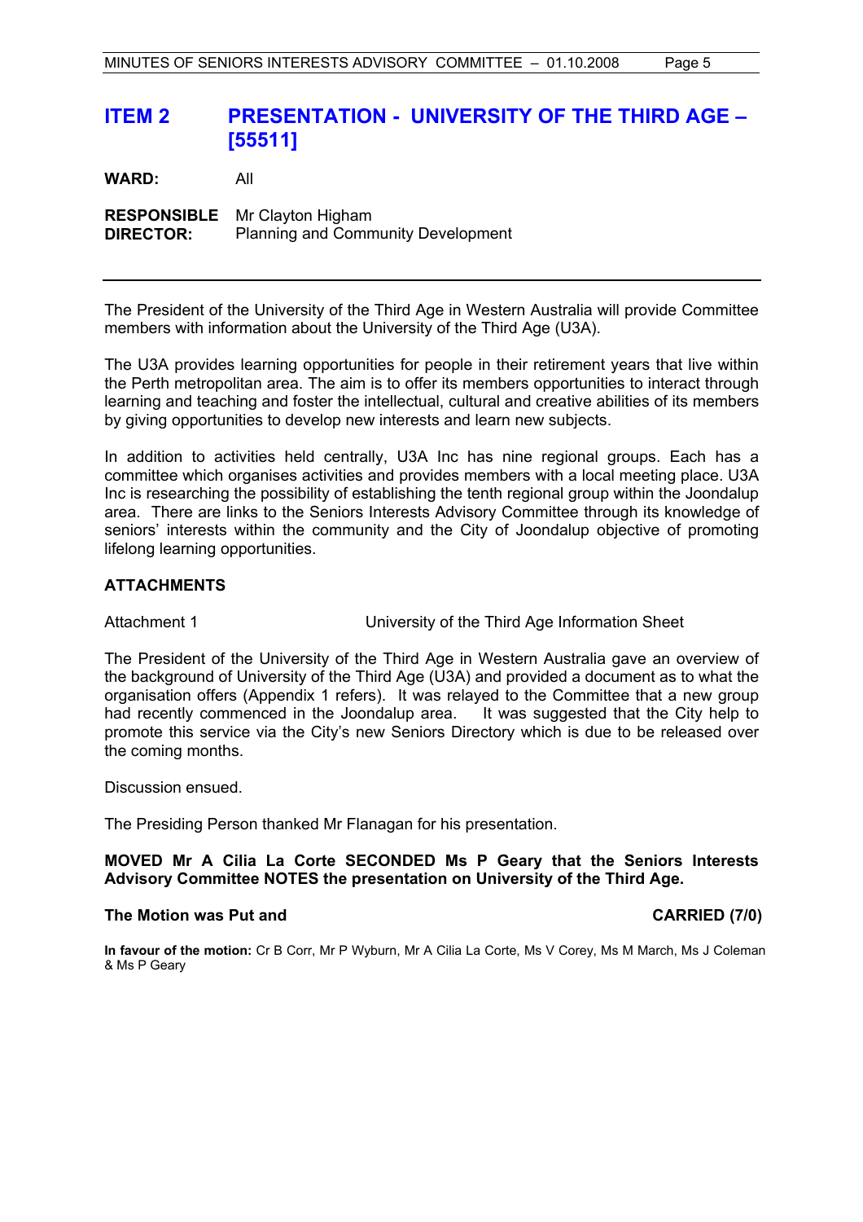## ITEM 2 PRESENTATION - UNIVERSITY OF THE THIRD AGE – [55511]

**WARD:** All

**RESPONSIBLE DIRECTOR:** Mr Clayton Higham
Planning and Community Development

---

The President of the University of the Third Age in Western Australia will provide Committee members with information about the University of the Third Age (U3A).

The U3A provides learning opportunities for people in their retirement years that live within the Perth metropolitan area. The aim is to offer its members opportunities to interact through learning and teaching and foster the intellectual, cultural and creative abilities of its members by giving opportunities to develop new interests and learn new subjects.

In addition to activities held centrally, U3A Inc has nine regional groups. Each has a committee which organises activities and provides members with a local meeting place. U3A Inc is researching the possibility of establishing the tenth regional group within the Joondalup area. There are links to the Seniors Interests Advisory Committee through its knowledge of seniors' interests within the community and the City of Joondalup objective of promoting lifelong learning opportunities.

### ATTACHMENTS

Attachment 1 University of the Third Age Information Sheet

The President of the University of the Third Age in Western Australia gave an overview of the background of University of the Third Age (U3A) and provided a document as to what the organisation offers (Appendix 1 refers). It was relayed to the Committee that a new group had recently commenced in the Joondalup area. It was suggested that the City help to promote this service via the City's new Seniors Directory which is due to be released over the coming months.

Discussion ensued.

The Presiding Person thanked Mr Flanagan for his presentation.

**MOVED Mr A Cilia La Corte SECONDED Ms P Geary that the Seniors Interests Advisory Committee NOTES the presentation on University of the Third Age.**

**The Motion was Put and CARRIED (7/0)**

**In favour of the motion:** Cr B Corr, Mr P Wyburn, Mr A Cilia La Corte, Ms V Corey, Ms M March, Ms J Coleman & Ms P Geary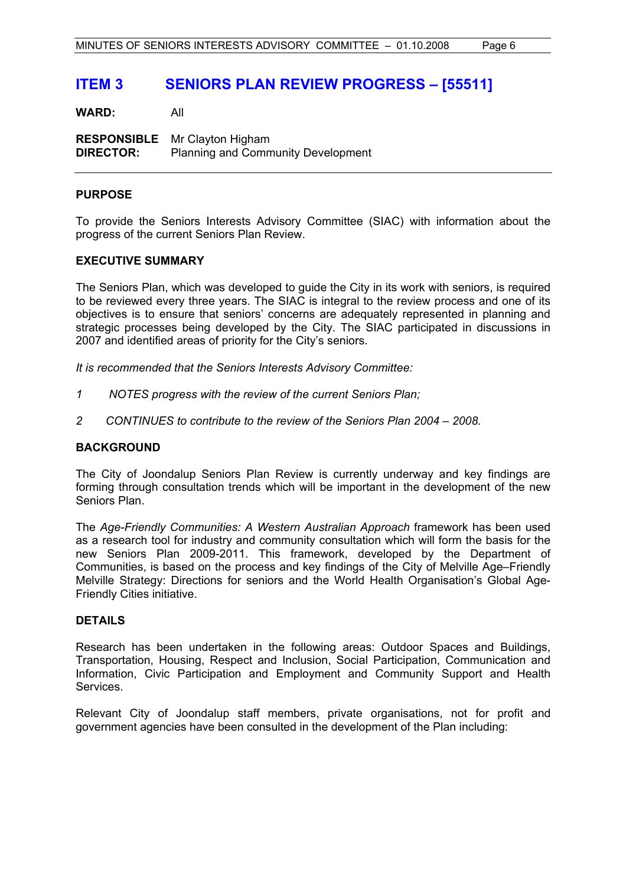# ITEM 3 SENIORS PLAN REVIEW PROGRESS – [55511]

**WARD:** All

**RESPONSIBLE DIRECTOR:** Mr Clayton Higham
Planning and Community Development

---

**PURPOSE**

To provide the Seniors Interests Advisory Committee (SIAC) with information about the progress of the current Seniors Plan Review.

**EXECUTIVE SUMMARY**

The Seniors Plan, which was developed to guide the City in its work with seniors, is required to be reviewed every three years. The SIAC is integral to the review process and one of its objectives is to ensure that seniors' concerns are adequately represented in planning and strategic processes being developed by the City. The SIAC participated in discussions in 2007 and identified areas of priority for the City's seniors.

*It is recommended that the Seniors Interests Advisory Committee:*

*1 NOTES progress with the review of the current Seniors Plan;*

*2 CONTINUES to contribute to the review of the Seniors Plan 2004 – 2008.*

**BACKGROUND**

The City of Joondalup Seniors Plan Review is currently underway and key findings are forming through consultation trends which will be important in the development of the new Seniors Plan.

The *Age-Friendly Communities: A Western Australian Approach* framework has been used as a research tool for industry and community consultation which will form the basis for the new Seniors Plan 2009-2011. This framework, developed by the Department of Communities, is based on the process and key findings of the City of Melville Age–Friendly Melville Strategy: Directions for seniors and the World Health Organisation's Global Age-Friendly Cities initiative.

**DETAILS**

Research has been undertaken in the following areas: Outdoor Spaces and Buildings, Transportation, Housing, Respect and Inclusion, Social Participation, Communication and Information, Civic Participation and Employment and Community Support and Health Services.

Relevant City of Joondalup staff members, private organisations, not for profit and government agencies have been consulted in the development of the Plan including: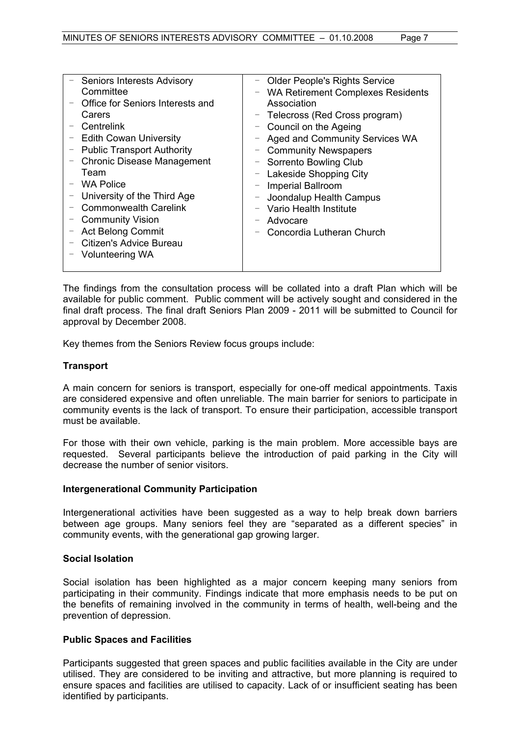- Seniors Interests Advisory Committee
- Office for Seniors Interests and Carers
- Centrelink
- Edith Cowan University
- Public Transport Authority
- Chronic Disease Management Team
- WA Police
- University of the Third Age
- Commonwealth Carelink
- Community Vision
- Act Belong Commit
- Citizen's Advice Bureau
- Volunteering WA
- Older People's Rights Service
- WA Retirement Complexes Residents Association
- Telecross (Red Cross program)
- Council on the Ageing
- Aged and Community Services WA
- Community Newspapers
- Sorrento Bowling Club
- Lakeside Shopping City
- Imperial Ballroom
- Joondalup Health Campus
- Vario Health Institute
- Advocare
- Concordia Lutheran Church

The findings from the consultation process will be collated into a draft Plan which will be available for public comment. Public comment will be actively sought and considered in the final draft process. The final draft Seniors Plan 2009 - 2011 will be submitted to Council for approval by December 2008.

Key themes from the Seniors Review focus groups include:

**Transport**

A main concern for seniors is transport, especially for one-off medical appointments. Taxis are considered expensive and often unreliable. The main barrier for seniors to participate in community events is the lack of transport. To ensure their participation, accessible transport must be available.

For those with their own vehicle, parking is the main problem. More accessible bays are requested. Several participants believe the introduction of paid parking in the City will decrease the number of senior visitors.

**Intergenerational Community Participation**

Intergenerational activities have been suggested as a way to help break down barriers between age groups. Many seniors feel they are "separated as a different species" in community events, with the generational gap growing larger.

**Social Isolation**

Social isolation has been highlighted as a major concern keeping many seniors from participating in their community. Findings indicate that more emphasis needs to be put on the benefits of remaining involved in the community in terms of health, well-being and the prevention of depression.

**Public Spaces and Facilities**

Participants suggested that green spaces and public facilities available in the City are under utilised. They are considered to be inviting and attractive, but more planning is required to ensure spaces and facilities are utilised to capacity. Lack of or insufficient seating has been identified by participants.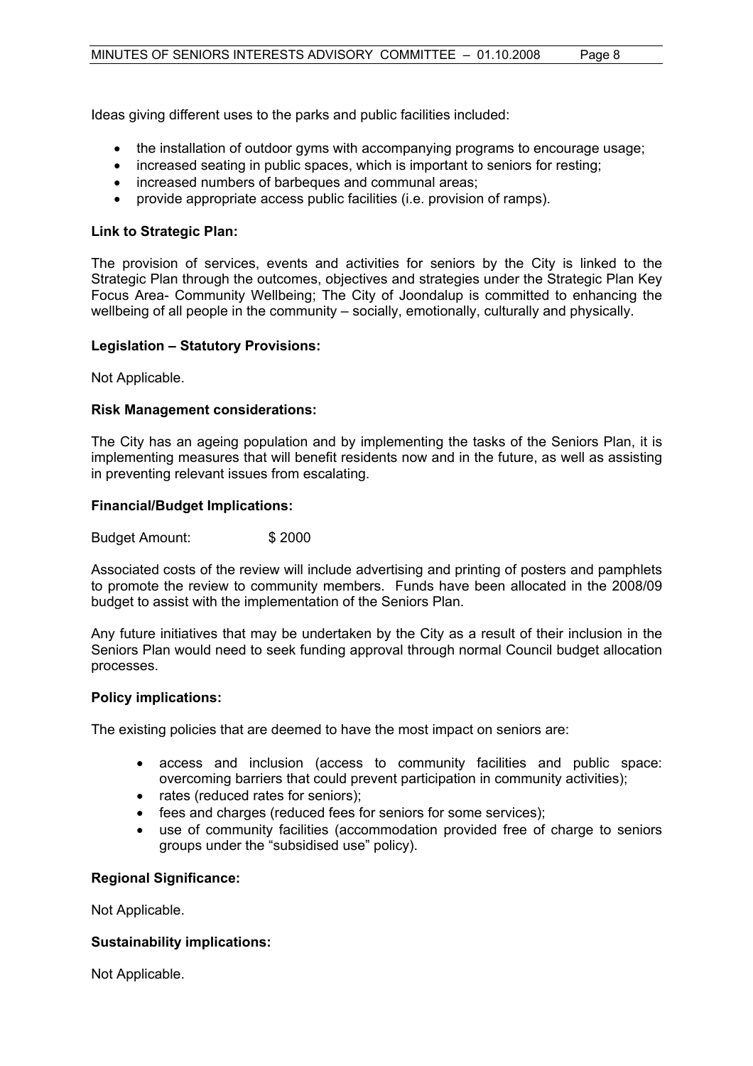Ideas giving different uses to the parks and public facilities included:

- the installation of outdoor gyms with accompanying programs to encourage usage;
- increased seating in public spaces, which is important to seniors for resting;
- increased numbers of barbeques and communal areas;
- provide appropriate access public facilities (i.e. provision of ramps).

**Link to Strategic Plan:**

The provision of services, events and activities for seniors by the City is linked to the Strategic Plan through the outcomes, objectives and strategies under the Strategic Plan Key Focus Area- Community Wellbeing; The City of Joondalup is committed to enhancing the wellbeing of all people in the community – socially, emotionally, culturally and physically.

**Legislation – Statutory Provisions:**

Not Applicable.

**Risk Management considerations:**

The City has an ageing population and by implementing the tasks of the Seniors Plan, it is implementing measures that will benefit residents now and in the future, as well as assisting in preventing relevant issues from escalating.

**Financial/Budget Implications:**

Budget Amount: $ 2000

Associated costs of the review will include advertising and printing of posters and pamphlets to promote the review to community members. Funds have been allocated in the 2008/09 budget to assist with the implementation of the Seniors Plan.

Any future initiatives that may be undertaken by the City as a result of their inclusion in the Seniors Plan would need to seek funding approval through normal Council budget allocation processes.

**Policy implications:**

The existing policies that are deemed to have the most impact on seniors are:

- access and inclusion (access to community facilities and public space: overcoming barriers that could prevent participation in community activities);
- rates (reduced rates for seniors);
- fees and charges (reduced fees for seniors for some services);
- use of community facilities (accommodation provided free of charge to seniors groups under the "subsidised use" policy).

**Regional Significance:**

Not Applicable.

**Sustainability implications:**

Not Applicable.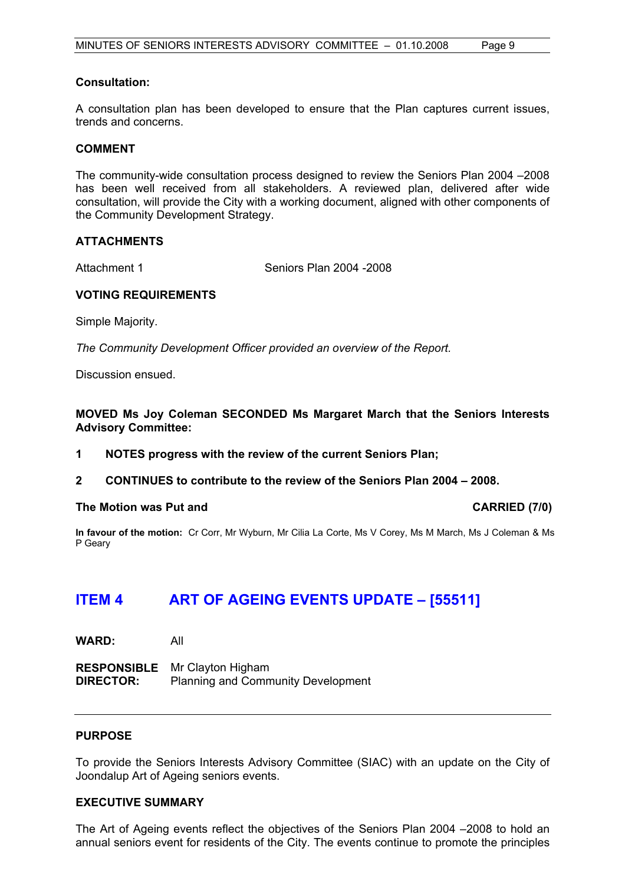**Consultation:**

A consultation plan has been developed to ensure that the Plan captures current issues, trends and concerns.

**COMMENT**

The community-wide consultation process designed to review the Seniors Plan 2004 –2008 has been well received from all stakeholders. A reviewed plan, delivered after wide consultation, will provide the City with a working document, aligned with other components of the Community Development Strategy.

**ATTACHMENTS**

Attachment 1 Seniors Plan 2004 -2008

**VOTING REQUIREMENTS**

Simple Majority.

*The Community Development Officer provided an overview of the Report.*

Discussion ensued.

**MOVED Ms Joy Coleman SECONDED Ms Margaret March that the Seniors Interests Advisory Committee:**

**1 NOTES progress with the review of the current Seniors Plan;**

**2 CONTINUES to contribute to the review of the Seniors Plan 2004 – 2008.**

**The Motion was Put and CARRIED (7/0)**

**In favour of the motion:** Cr Corr, Mr Wyburn, Mr Cilia La Corte, Ms V Corey, Ms M March, Ms J Coleman & Ms P Geary

## ITEM 4 ART OF AGEING EVENTS UPDATE – [55511]

**WARD:** All

**RESPONSIBLE DIRECTOR:** Mr Clayton Higham
Planning and Community Development

**PURPOSE**

To provide the Seniors Interests Advisory Committee (SIAC) with an update on the City of Joondalup Art of Ageing seniors events.

**EXECUTIVE SUMMARY**

The Art of Ageing events reflect the objectives of the Seniors Plan 2004 –2008 to hold an annual seniors event for residents of the City. The events continue to promote the principles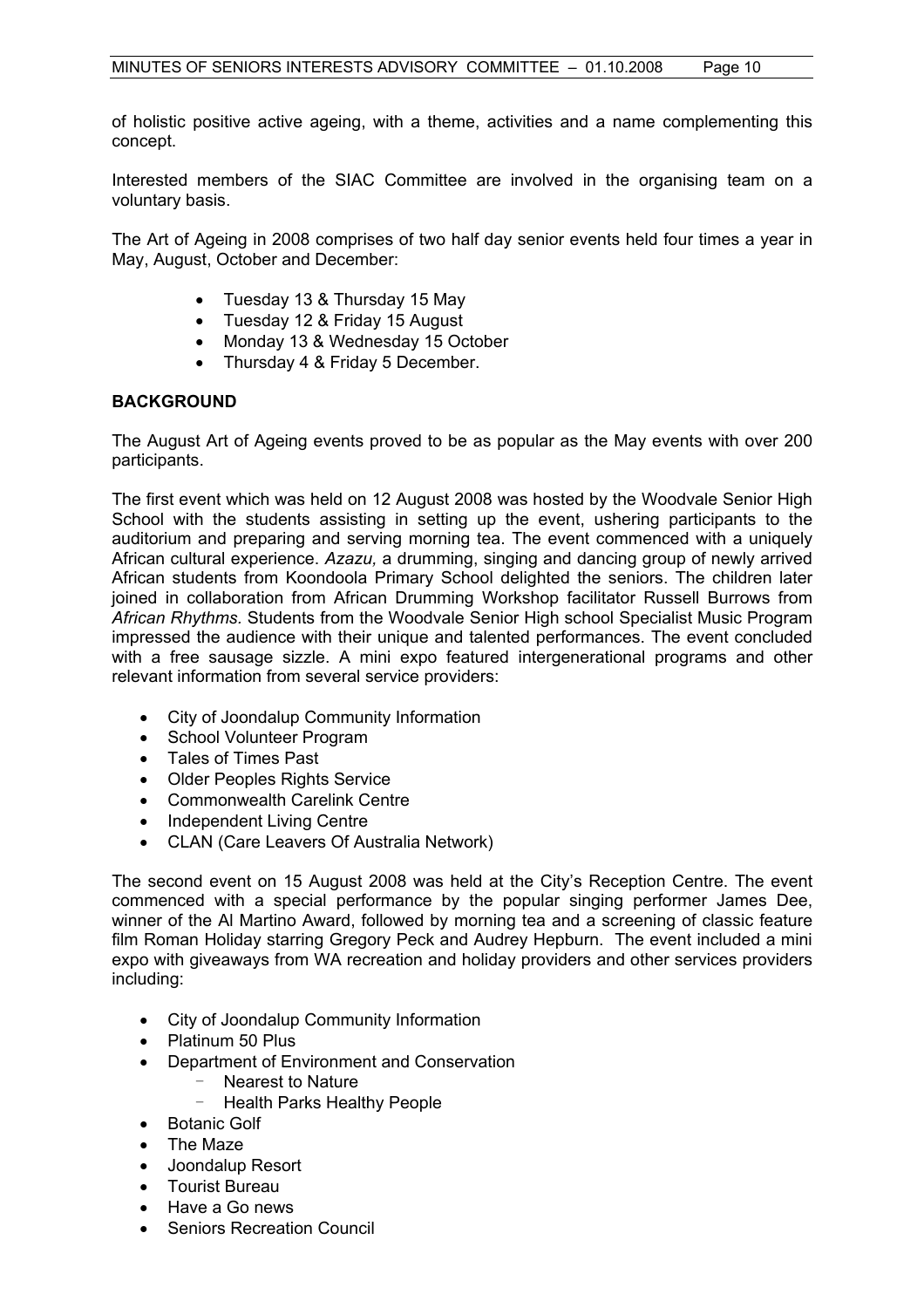of holistic positive active ageing, with a theme, activities and a name complementing this concept.

Interested members of the SIAC Committee are involved in the organising team on a voluntary basis.

The Art of Ageing in 2008 comprises of two half day senior events held four times a year in May, August, October and December:

- Tuesday 13 & Thursday 15 May
- Tuesday 12 & Friday 15 August
- Monday 13 & Wednesday 15 October
- Thursday 4 & Friday 5 December.

## BACKGROUND

The August Art of Ageing events proved to be as popular as the May events with over 200 participants.

The first event which was held on 12 August 2008 was hosted by the Woodvale Senior High School with the students assisting in setting up the event, ushering participants to the auditorium and preparing and serving morning tea. The event commenced with a uniquely African cultural experience. *Azazu,* a drumming, singing and dancing group of newly arrived African students from Koondoola Primary School delighted the seniors. The children later joined in collaboration from African Drumming Workshop facilitator Russell Burrows from *African Rhythms*. Students from the Woodvale Senior High school Specialist Music Program impressed the audience with their unique and talented performances. The event concluded with a free sausage sizzle. A mini expo featured intergenerational programs and other relevant information from several service providers:

- City of Joondalup Community Information
- School Volunteer Program
- Tales of Times Past
- Older Peoples Rights Service
- Commonwealth Carelink Centre
- Independent Living Centre
- CLAN (Care Leavers Of Australia Network)

The second event on 15 August 2008 was held at the City's Reception Centre. The event commenced with a special performance by the popular singing performer James Dee, winner of the Al Martino Award, followed by morning tea and a screening of classic feature film Roman Holiday starring Gregory Peck and Audrey Hepburn. The event included a mini expo with giveaways from WA recreation and holiday providers and other services providers including:

- City of Joondalup Community Information
- Platinum 50 Plus
- Department of Environment and Conservation
  - Nearest to Nature
  - Health Parks Healthy People
- Botanic Golf
- The Maze
- Joondalup Resort
- Tourist Bureau
- Have a Go news
- Seniors Recreation Council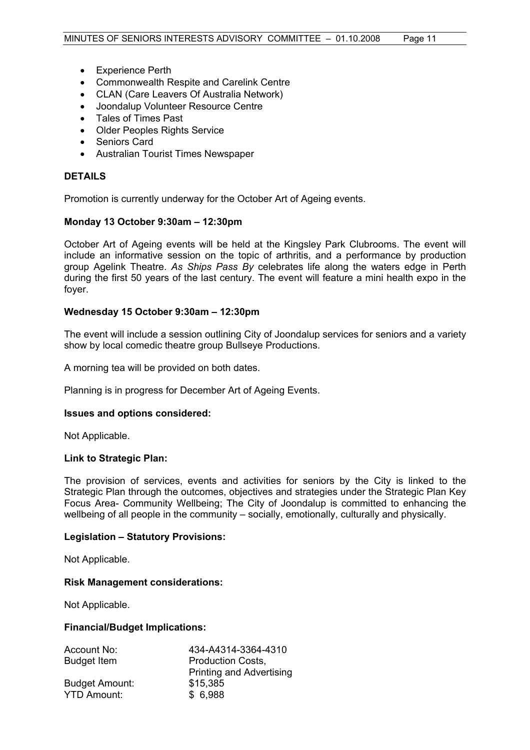- Experience Perth
- Commonwealth Respite and Carelink Centre
- CLAN (Care Leavers Of Australia Network)
- Joondalup Volunteer Resource Centre
- Tales of Times Past
- Older Peoples Rights Service
- Seniors Card
- Australian Tourist Times Newspaper

**DETAILS**

Promotion is currently underway for the October Art of Ageing events.

**Monday 13 October 9:30am – 12:30pm**

October Art of Ageing events will be held at the Kingsley Park Clubrooms. The event will include an informative session on the topic of arthritis, and a performance by production group Agelink Theatre. *As Ships Pass By* celebrates life along the waters edge in Perth during the first 50 years of the last century. The event will feature a mini health expo in the foyer.

**Wednesday 15 October 9:30am – 12:30pm**

The event will include a session outlining City of Joondalup services for seniors and a variety show by local comedic theatre group Bullseye Productions.

A morning tea will be provided on both dates.

Planning is in progress for December Art of Ageing Events.

**Issues and options considered:**

Not Applicable.

**Link to Strategic Plan:**

The provision of services, events and activities for seniors by the City is linked to the Strategic Plan through the outcomes, objectives and strategies under the Strategic Plan Key Focus Area- Community Wellbeing; The City of Joondalup is committed to enhancing the wellbeing of all people in the community – socially, emotionally, culturally and physically.

**Legislation – Statutory Provisions:**

Not Applicable.

**Risk Management considerations:**

Not Applicable.

**Financial/Budget Implications:**

| | |
|---|---|
| Account No: | 434-A4314-3364-4310 |
| Budget Item | Production Costs, Printing and Advertising |
| Budget Amount: | $15,385 |
| YTD Amount: | $ 6,988 |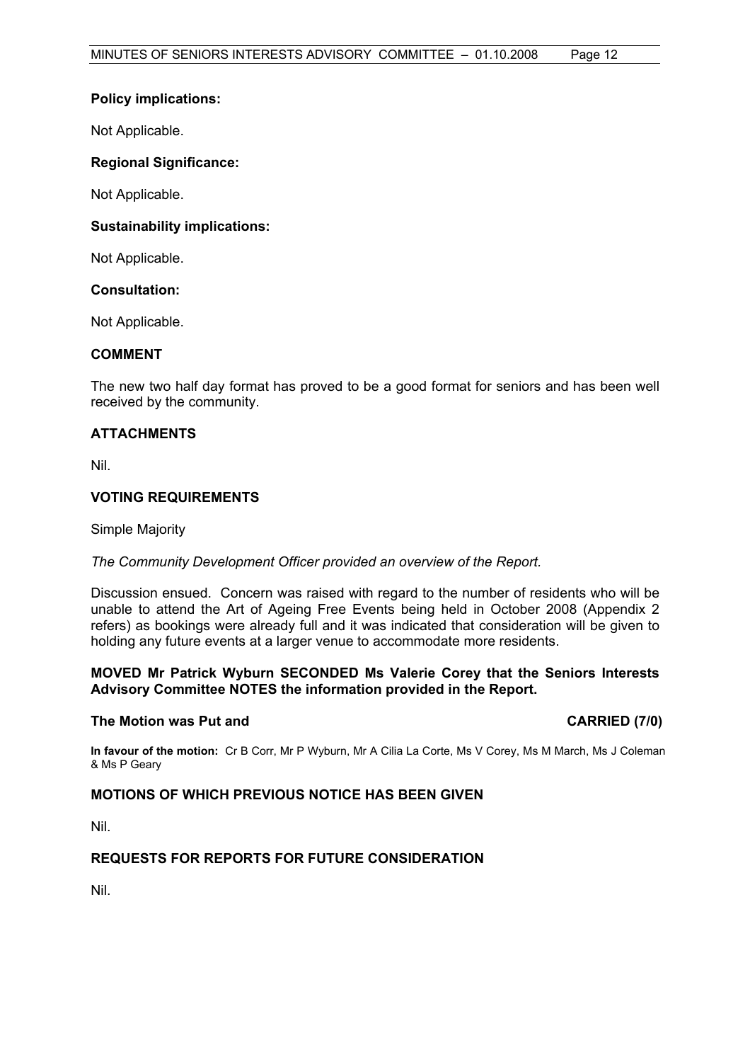**Policy implications:**

Not Applicable.

**Regional Significance:**

Not Applicable.

**Sustainability implications:**

Not Applicable.

**Consultation:**

Not Applicable.

**COMMENT**

The new two half day format has proved to be a good format for seniors and has been well received by the community.

**ATTACHMENTS**

Nil.

**VOTING REQUIREMENTS**

Simple Majority

*The Community Development Officer provided an overview of the Report.*

Discussion ensued. Concern was raised with regard to the number of residents who will be unable to attend the Art of Ageing Free Events being held in October 2008 (Appendix 2 refers) as bookings were already full and it was indicated that consideration will be given to holding any future events at a larger venue to accommodate more residents.

**MOVED Mr Patrick Wyburn SECONDED Ms Valerie Corey that the Seniors Interests Advisory Committee NOTES the information provided in the Report.**

**The Motion was Put and CARRIED (7/0)**

**In favour of the motion:** Cr B Corr, Mr P Wyburn, Mr A Cilia La Corte, Ms V Corey, Ms M March, Ms J Coleman & Ms P Geary

**MOTIONS OF WHICH PREVIOUS NOTICE HAS BEEN GIVEN**

Nil.

**REQUESTS FOR REPORTS FOR FUTURE CONSIDERATION**

Nil.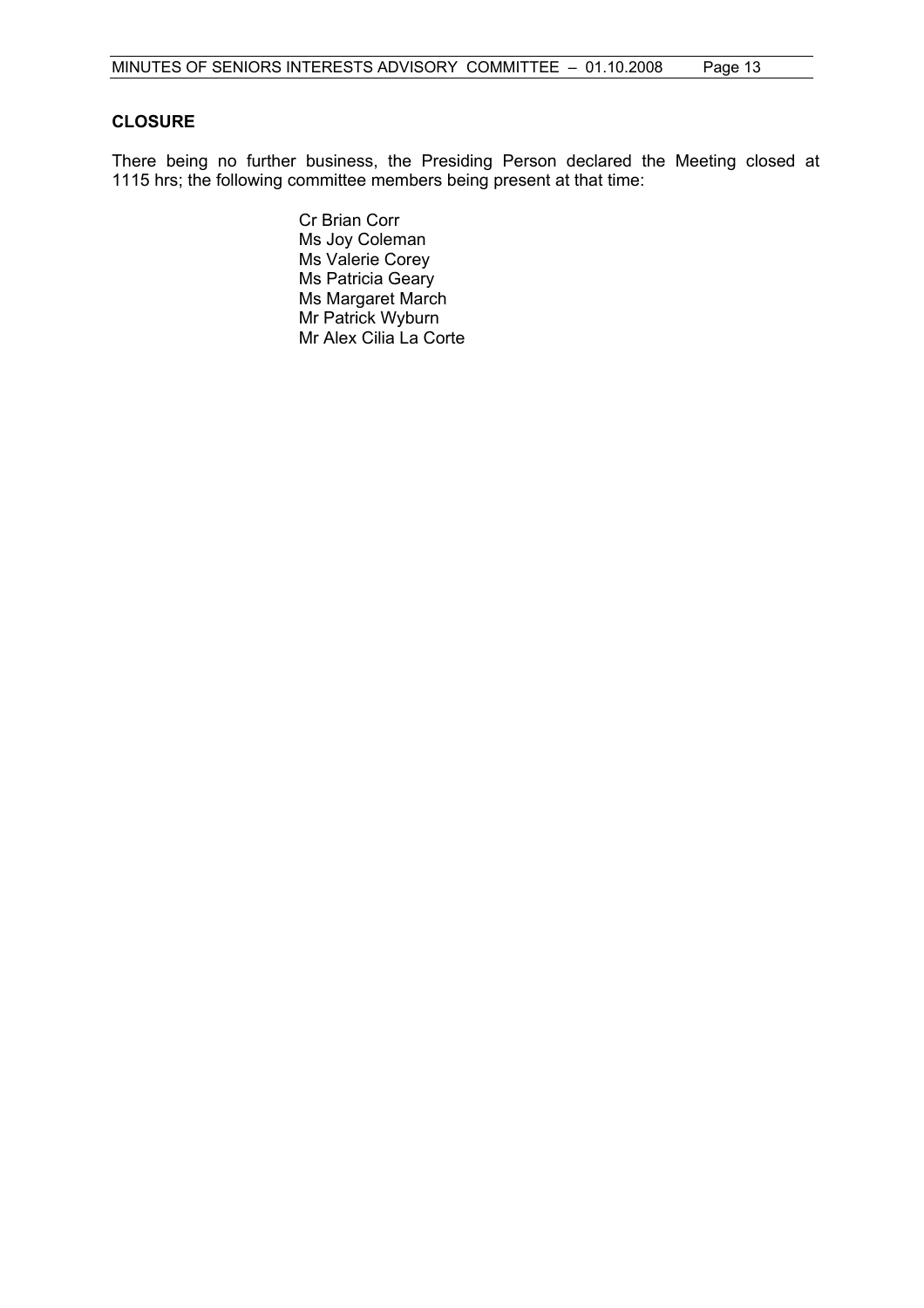## CLOSURE

There being no further business, the Presiding Person declared the Meeting closed at 1115 hrs; the following committee members being present at that time:

Cr Brian Corr
Ms Joy Coleman
Ms Valerie Corey
Ms Patricia Geary
Ms Margaret March
Mr Patrick Wyburn
Mr Alex Cilia La Corte